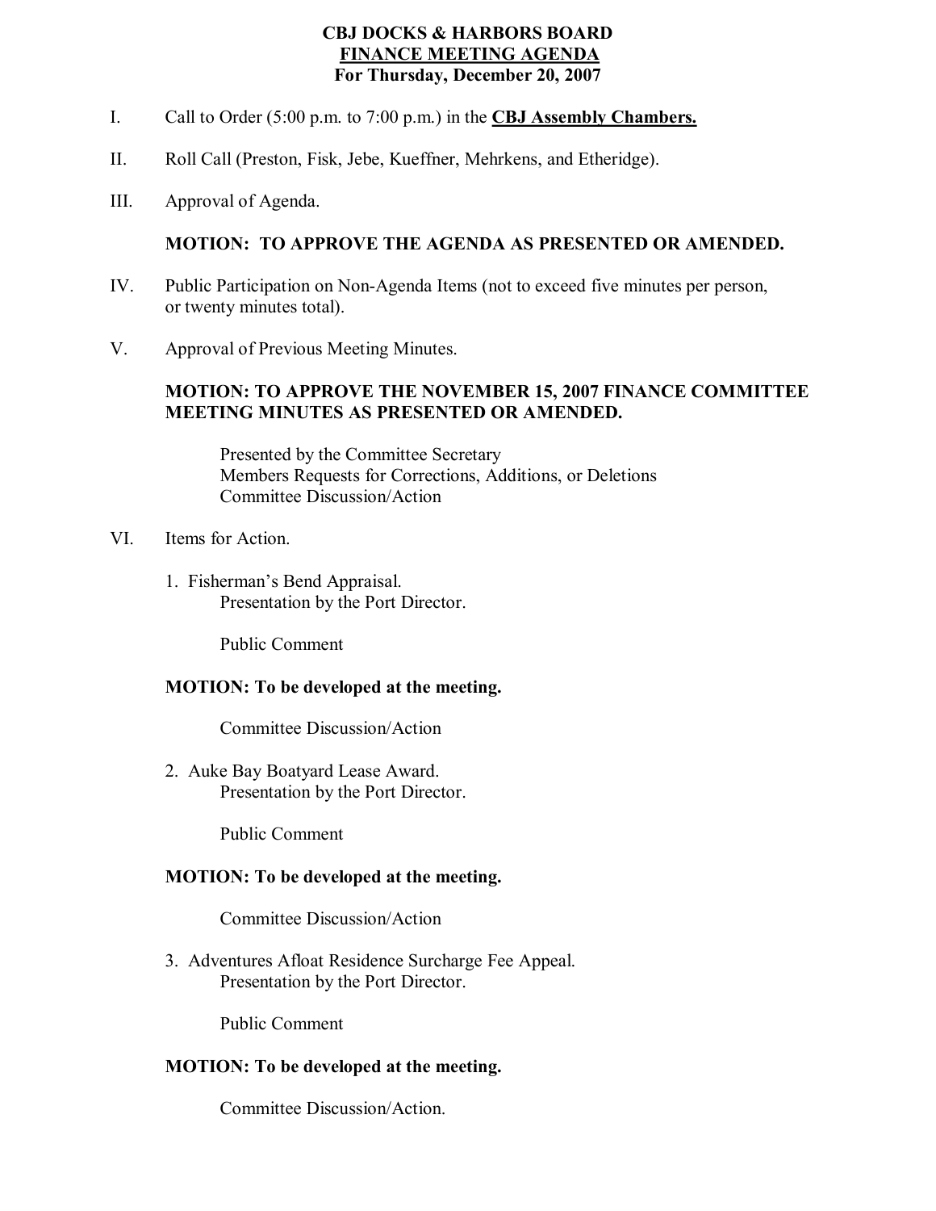# CBJ DOCKS & HARBORS BOARD

## FINANCE MEETING AGENDA

### For Thursday, December 20, 2007

I. Call to Order (5:00 p.m. to 7:00 p.m.) in the **CBJ Assembly Chambers.**

II. Roll Call (Preston, Fisk, Jebe, Kueffner, Mehrkens, and Etheridge).

III. Approval of Agenda.

**MOTION: TO APPROVE THE AGENDA AS PRESENTED OR AMENDED.**

IV. Public Participation on Non-Agenda Items (not to exceed five minutes per person, or twenty minutes total).

V. Approval of Previous Meeting Minutes.

**MOTION: TO APPROVE THE NOVEMBER 15, 2007 FINANCE COMMITTEE MEETING MINUTES AS PRESENTED OR AMENDED.**

Presented by the Committee Secretary
Members Requests for Corrections, Additions, or Deletions
Committee Discussion/Action

VI. Items for Action.

1. Fisherman's Bend Appraisal.
   Presentation by the Port Director.

   Public Comment

   **MOTION: To be developed at the meeting.**

   Committee Discussion/Action

2. Auke Bay Boatyard Lease Award.
   Presentation by the Port Director.

   Public Comment

   **MOTION: To be developed at the meeting.**

   Committee Discussion/Action

3. Adventures Afloat Residence Surcharge Fee Appeal.
   Presentation by the Port Director.

   Public Comment

   **MOTION: To be developed at the meeting.**

   Committee Discussion/Action.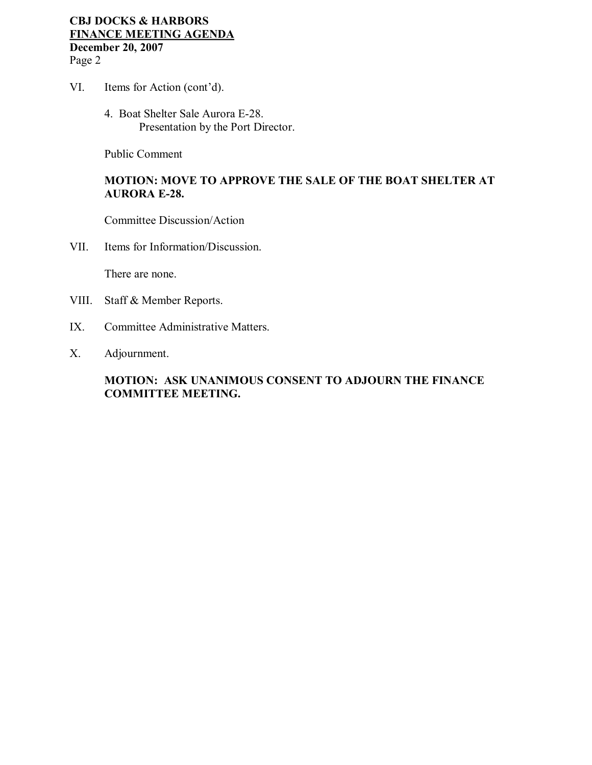VI. Items for Action (cont'd).

4. Boat Shelter Sale Aurora E-28.
   Presentation by the Port Director.

Public Comment

**MOTION: MOVE TO APPROVE THE SALE OF THE BOAT SHELTER AT AURORA E-28.**

Committee Discussion/Action

VII. Items for Information/Discussion.

There are none.

VIII. Staff & Member Reports.

IX. Committee Administrative Matters.

X. Adjournment.

**MOTION: ASK UNANIMOUS CONSENT TO ADJOURN THE FINANCE COMMITTEE MEETING.**